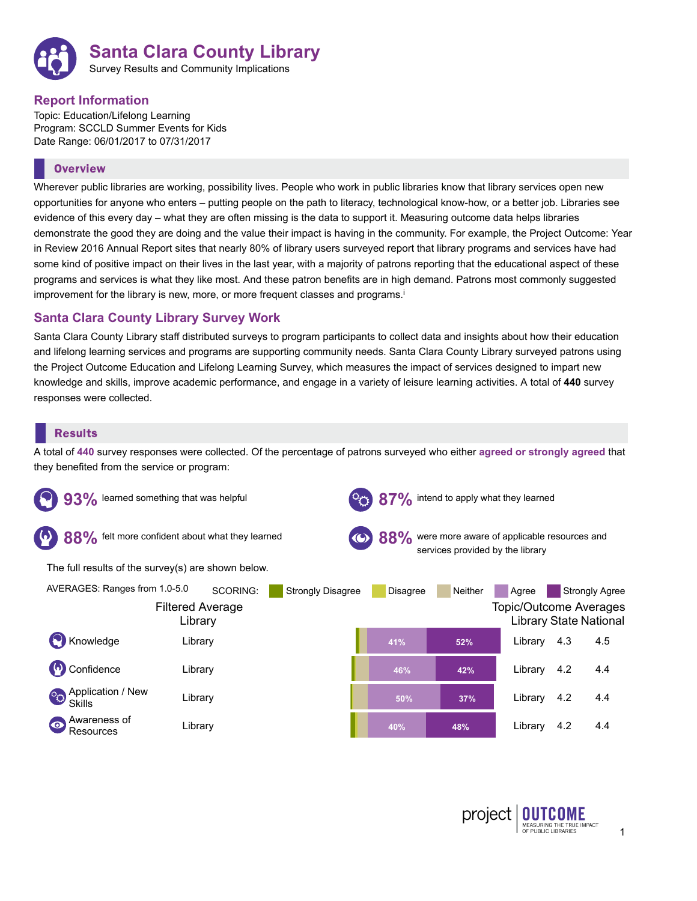# Santa Clara County Library

Survey Results and Community Implications

## Report Information

Topic: Education/Lifelong Learning
Program: SCCLD Summer Events for Kids
Date Range: 06/01/2017 to 07/31/2017

## Overview

Wherever public libraries are working, possibility lives. People who work in public libraries know that library services open new opportunities for anyone who enters – putting people on the path to literacy, technological know-how, or a better job. Libraries see evidence of this every day – what they are often missing is the data to support it. Measuring outcome data helps libraries demonstrate the good they are doing and the value their impact is having in the community. For example, the Project Outcome: Year in Review 2016 Annual Report sites that nearly 80% of library users surveyed report that library programs and services have had some kind of positive impact on their lives in the last year, with a majority of patrons reporting that the educational aspect of these programs and services is what they like most. And these patron benefits are in high demand. Patrons most commonly suggested improvement for the library is new, more, or more frequent classes and programs.[i]

## Santa Clara County Library Survey Work

Santa Clara County Library staff distributed surveys to program participants to collect data and insights about how their education and lifelong learning services and programs are supporting community needs. Santa Clara County Library surveyed patrons using the Project Outcome Education and Lifelong Learning Survey, which measures the impact of services designed to impart new knowledge and skills, improve academic performance, and engage in a variety of leisure learning activities. A total of **440** survey responses were collected.

## Results

A total of **440** survey responses were collected. Of the percentage of patrons surveyed who either **agreed or strongly agreed** that they benefited from the service or program:

- **93%** learned something that was helpful
- **87%** intend to apply what they learned
- **88%** felt more confident about what they learned
- **88%** were more aware of applicable resources and services provided by the library

The full results of the survey(s) are shown below.

AVERAGES: Ranges from 1.0-5.0

SCORING: Strongly Disagree, Disagree, Neither, Agree, Strongly Agree

| Outcome | Filtered Average Library | Agree | Strongly Agree | Topic/Outcome Averages Library | State | National |
|---|---|---|---|---|---|---|
| Knowledge | Library | 41% | 52% | Library | 4.3 | 4.5 |
| Confidence | Library | 46% | 42% | Library | 4.2 | 4.4 |
| Application / New Skills | Library | 50% | 37% | Library | 4.2 | 4.4 |
| Awareness of Resources | Library | 40% | 48% | Library | 4.2 | 4.4 |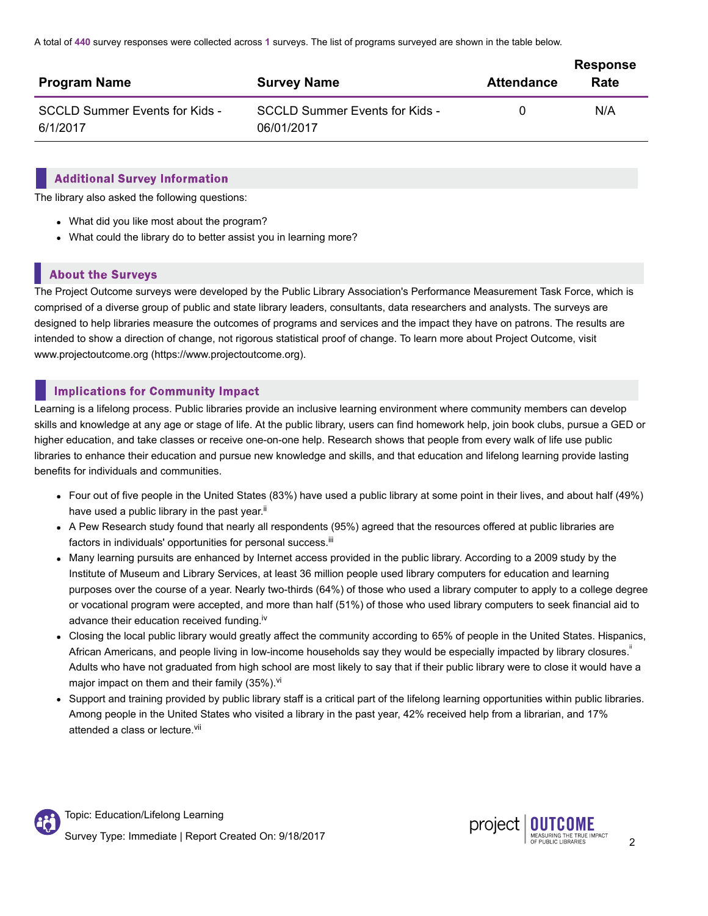A total of **440** survey responses were collected across **1** surveys. The list of programs surveyed are shown in the table below.

| Program Name | Survey Name | Attendance | Response Rate |
| --- | --- | --- | --- |
| SCCLD Summer Events for Kids - 6/1/2017 | SCCLD Summer Events for Kids - 06/01/2017 | 0 | N/A |

## Additional Survey Information

The library also asked the following questions:

- What did you like most about the program?
- What could the library do to better assist you in learning more?

## About the Surveys

The Project Outcome surveys were developed by the Public Library Association's Performance Measurement Task Force, which is comprised of a diverse group of public and state library leaders, consultants, data researchers and analysts. The surveys are designed to help libraries measure the outcomes of programs and services and the impact they have on patrons. The results are intended to show a direction of change, not rigorous statistical proof of change. To learn more about Project Outcome, visit www.projectoutcome.org (https://www.projectoutcome.org).

## Implications for Community Impact

Learning is a lifelong process. Public libraries provide an inclusive learning environment where community members can develop skills and knowledge at any age or stage of life. At the public library, users can find homework help, join book clubs, pursue a GED or higher education, and take classes or receive one-on-one help. Research shows that people from every walk of life use public libraries to enhance their education and pursue new knowledge and skills, and that education and lifelong learning provide lasting benefits for individuals and communities.

- Four out of five people in the United States (83%) have used a public library at some point in their lives, and about half (49%) have used a public library in the past year.[ii]
- A Pew Research study found that nearly all respondents (95%) agreed that the resources offered at public libraries are factors in individuals' opportunities for personal success.[iii]
- Many learning pursuits are enhanced by Internet access provided in the public library. According to a 2009 study by the Institute of Museum and Library Services, at least 36 million people used library computers for education and learning purposes over the course of a year. Nearly two-thirds (64%) of those who used a library computer to apply to a college degree or vocational program were accepted, and more than half (51%) of those who used library computers to seek financial aid to advance their education received funding.[iv]
- Closing the local public library would greatly affect the community according to 65% of people in the United States. Hispanics, African Americans, and people living in low-income households say they would be especially impacted by library closures.[ii] Adults who have not graduated from high school are most likely to say that if their public library were to close it would have a major impact on them and their family (35%).[vi]
- Support and training provided by public library staff is a critical part of the lifelong learning opportunities within public libraries. Among people in the United States who visited a library in the past year, 42% received help from a librarian, and 17% attended a class or lecture.[vii]

Topic: Education/Lifelong Learning

Survey Type: Immediate | Report Created On: 9/18/2017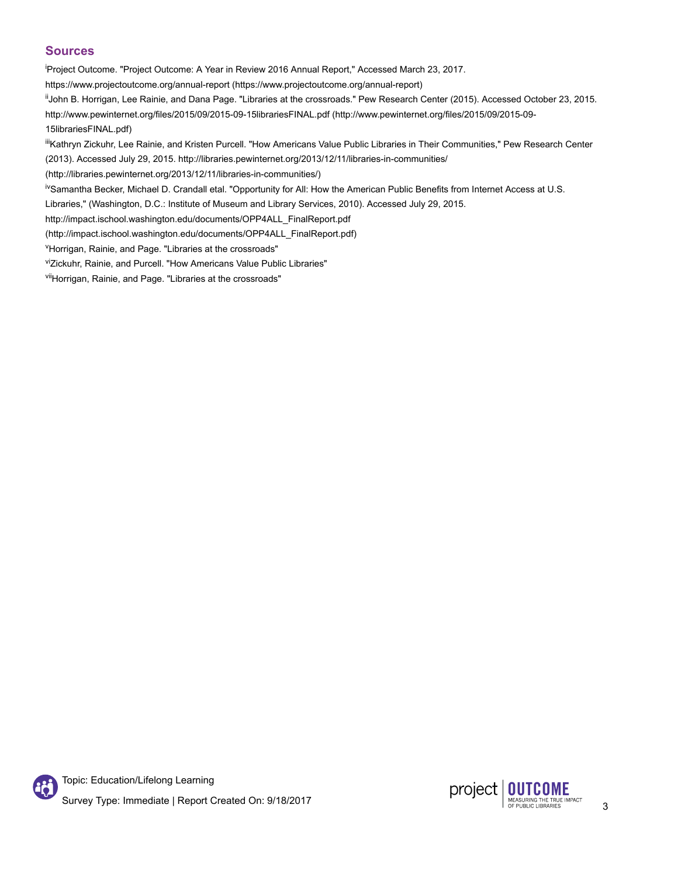## Sources

[i]Project Outcome. "Project Outcome: A Year in Review 2016 Annual Report," Accessed March 23, 2017. https://www.projectoutcome.org/annual-report (https://www.projectoutcome.org/annual-report)

[ii]John B. Horrigan, Lee Rainie, and Dana Page. "Libraries at the crossroads." Pew Research Center (2015). Accessed October 23, 2015. http://www.pewinternet.org/files/2015/09/2015-09-15librariesFINAL.pdf (http://www.pewinternet.org/files/2015/09/2015-09-15librariesFINAL.pdf)

[iii]Kathryn Zickuhr, Lee Rainie, and Kristen Purcell. "How Americans Value Public Libraries in Their Communities," Pew Research Center (2013). Accessed July 29, 2015. http://libraries.pewinternet.org/2013/12/11/libraries-in-communities/ (http://libraries.pewinternet.org/2013/12/11/libraries-in-communities/)

[iv]Samantha Becker, Michael D. Crandall etal. "Opportunity for All: How the American Public Benefits from Internet Access at U.S. Libraries," (Washington, D.C.: Institute of Museum and Library Services, 2010). Accessed July 29, 2015. http://impact.ischool.washington.edu/documents/OPP4ALL_FinalReport.pdf (http://impact.ischool.washington.edu/documents/OPP4ALL_FinalReport.pdf)

[v]Horrigan, Rainie, and Page. "Libraries at the crossroads"

[vi]Zickuhr, Rainie, and Purcell. "How Americans Value Public Libraries"

[vii]Horrigan, Rainie, and Page. "Libraries at the crossroads"